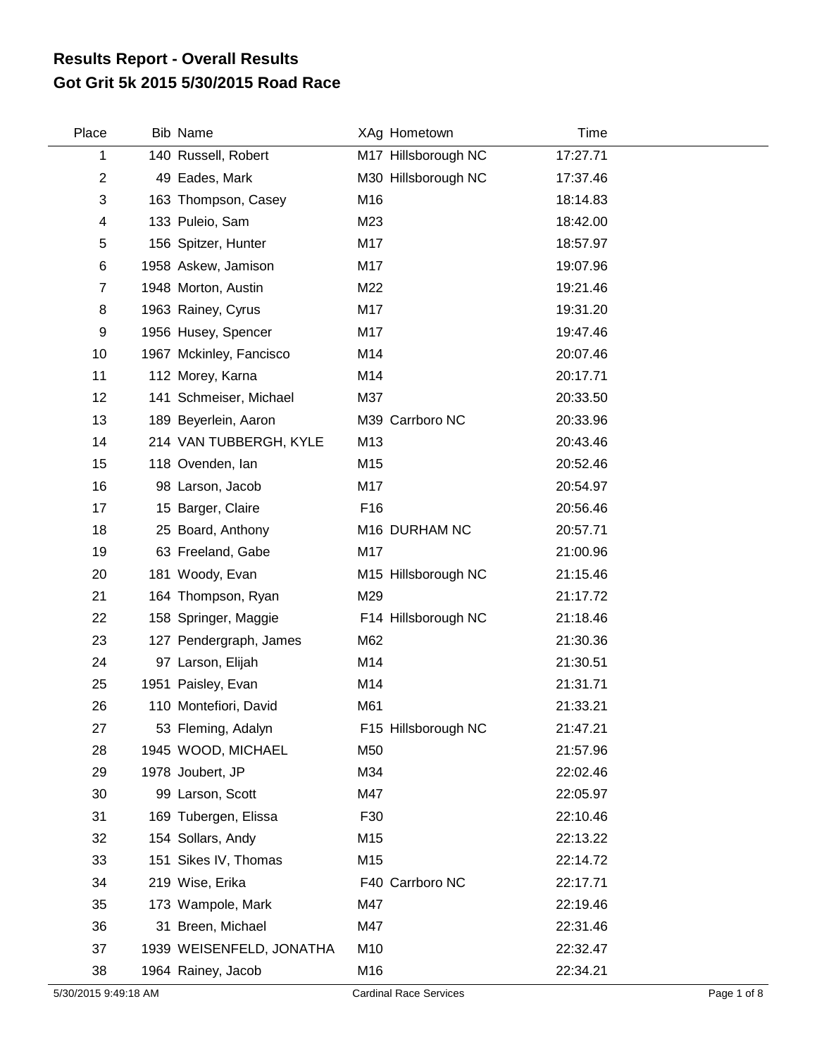# Results Report - Overall Results
# Got Grit 5k 2015 5/30/2015 Road Race

| Place | Bib | Name | XAg | Hometown | Time |
|---|---|---|---|---|---|
| 1 | 140 | Russell, Robert | M17 | Hillsborough NC | 17:27.71 |
| 2 | 49 | Eades, Mark | M30 | Hillsborough NC | 17:37.46 |
| 3 | 163 | Thompson, Casey | M16 | | 18:14.83 |
| 4 | 133 | Puleio, Sam | M23 | | 18:42.00 |
| 5 | 156 | Spitzer, Hunter | M17 | | 18:57.97 |
| 6 | 1958 | Askew, Jamison | M17 | | 19:07.96 |
| 7 | 1948 | Morton, Austin | M22 | | 19:21.46 |
| 8 | 1963 | Rainey, Cyrus | M17 | | 19:31.20 |
| 9 | 1956 | Husey, Spencer | M17 | | 19:47.46 |
| 10 | 1967 | Mckinley, Fancisco | M14 | | 20:07.46 |
| 11 | 112 | Morey, Karna | M14 | | 20:17.71 |
| 12 | 141 | Schmeiser, Michael | M37 | | 20:33.50 |
| 13 | 189 | Beyerlein, Aaron | M39 | Carrboro NC | 20:33.96 |
| 14 | 214 | VAN TUBBERGH, KYLE | M13 | | 20:43.46 |
| 15 | 118 | Ovenden, Ian | M15 | | 20:52.46 |
| 16 | 98 | Larson, Jacob | M17 | | 20:54.97 |
| 17 | 15 | Barger, Claire | F16 | | 20:56.46 |
| 18 | 25 | Board, Anthony | M16 | DURHAM NC | 20:57.71 |
| 19 | 63 | Freeland, Gabe | M17 | | 21:00.96 |
| 20 | 181 | Woody, Evan | M15 | Hillsborough NC | 21:15.46 |
| 21 | 164 | Thompson, Ryan | M29 | | 21:17.72 |
| 22 | 158 | Springer, Maggie | F14 | Hillsborough NC | 21:18.46 |
| 23 | 127 | Pendergraph, James | M62 | | 21:30.36 |
| 24 | 97 | Larson, Elijah | M14 | | 21:30.51 |
| 25 | 1951 | Paisley, Evan | M14 | | 21:31.71 |
| 26 | 110 | Montefiori, David | M61 | | 21:33.21 |
| 27 | 53 | Fleming, Adalyn | F15 | Hillsborough NC | 21:47.21 |
| 28 | 1945 | WOOD, MICHAEL | M50 | | 21:57.96 |
| 29 | 1978 | Joubert, JP | M34 | | 22:02.46 |
| 30 | 99 | Larson, Scott | M47 | | 22:05.97 |
| 31 | 169 | Tubergen, Elissa | F30 | | 22:10.46 |
| 32 | 154 | Sollars, Andy | M15 | | 22:13.22 |
| 33 | 151 | Sikes IV, Thomas | M15 | | 22:14.72 |
| 34 | 219 | Wise, Erika | F40 | Carrboro NC | 22:17.71 |
| 35 | 173 | Wampole, Mark | M47 | | 22:19.46 |
| 36 | 31 | Breen, Michael | M47 | | 22:31.46 |
| 37 | 1939 | WEISENFELD, JONATHA | M10 | | 22:32.47 |
| 38 | 1964 | Rainey, Jacob | M16 | | 22:34.21 |

5/30/2015 9:49:18 AM    Cardinal Race Services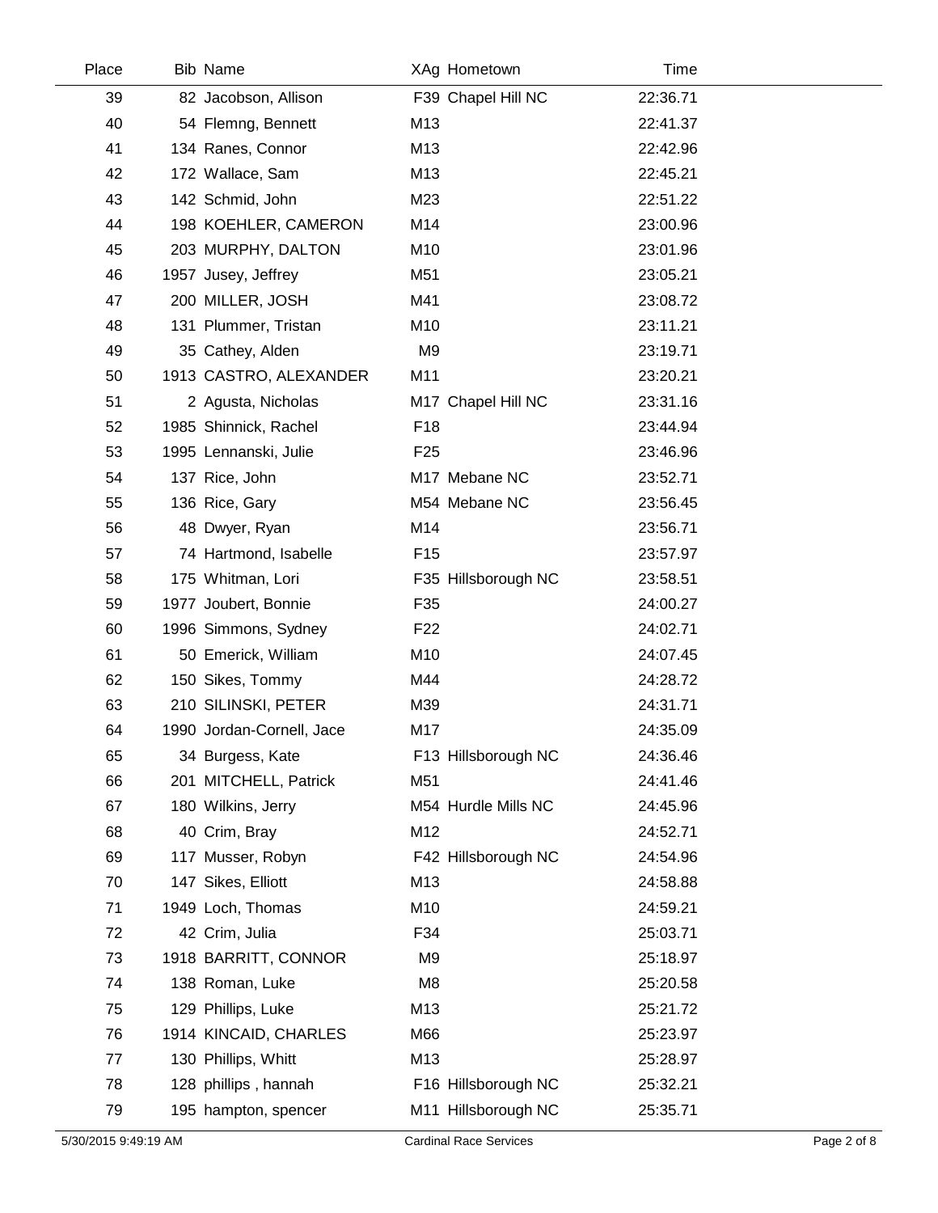| Place | Bib | Name | XAg | Hometown | Time |
|---|---|---|---|---|---|
| 39 | 82 | Jacobson, Allison | F39 | Chapel Hill NC | 22:36.71 |
| 40 | 54 | Flemng, Bennett | M13 | | 22:41.37 |
| 41 | 134 | Ranes, Connor | M13 | | 22:42.96 |
| 42 | 172 | Wallace, Sam | M13 | | 22:45.21 |
| 43 | 142 | Schmid, John | M23 | | 22:51.22 |
| 44 | 198 | KOEHLER, CAMERON | M14 | | 23:00.96 |
| 45 | 203 | MURPHY, DALTON | M10 | | 23:01.96 |
| 46 | 1957 | Jusey, Jeffrey | M51 | | 23:05.21 |
| 47 | 200 | MILLER, JOSH | M41 | | 23:08.72 |
| 48 | 131 | Plummer, Tristan | M10 | | 23:11.21 |
| 49 | 35 | Cathey, Alden | M9 | | 23:19.71 |
| 50 | 1913 | CASTRO, ALEXANDER | M11 | | 23:20.21 |
| 51 | 2 | Agusta, Nicholas | M17 | Chapel Hill NC | 23:31.16 |
| 52 | 1985 | Shinnick, Rachel | F18 | | 23:44.94 |
| 53 | 1995 | Lennanski, Julie | F25 | | 23:46.96 |
| 54 | 137 | Rice, John | M17 | Mebane NC | 23:52.71 |
| 55 | 136 | Rice, Gary | M54 | Mebane NC | 23:56.45 |
| 56 | 48 | Dwyer, Ryan | M14 | | 23:56.71 |
| 57 | 74 | Hartmond, Isabelle | F15 | | 23:57.97 |
| 58 | 175 | Whitman, Lori | F35 | Hillsborough NC | 23:58.51 |
| 59 | 1977 | Joubert, Bonnie | F35 | | 24:00.27 |
| 60 | 1996 | Simmons, Sydney | F22 | | 24:02.71 |
| 61 | 50 | Emerick, William | M10 | | 24:07.45 |
| 62 | 150 | Sikes, Tommy | M44 | | 24:28.72 |
| 63 | 210 | SILINSKI, PETER | M39 | | 24:31.71 |
| 64 | 1990 | Jordan-Cornell, Jace | M17 | | 24:35.09 |
| 65 | 34 | Burgess, Kate | F13 | Hillsborough NC | 24:36.46 |
| 66 | 201 | MITCHELL, Patrick | M51 | | 24:41.46 |
| 67 | 180 | Wilkins, Jerry | M54 | Hurdle Mills NC | 24:45.96 |
| 68 | 40 | Crim, Bray | M12 | | 24:52.71 |
| 69 | 117 | Musser, Robyn | F42 | Hillsborough NC | 24:54.96 |
| 70 | 147 | Sikes, Elliott | M13 | | 24:58.88 |
| 71 | 1949 | Loch, Thomas | M10 | | 24:59.21 |
| 72 | 42 | Crim, Julia | F34 | | 25:03.71 |
| 73 | 1918 | BARRITT, CONNOR | M9 | | 25:18.97 |
| 74 | 138 | Roman, Luke | M8 | | 25:20.58 |
| 75 | 129 | Phillips, Luke | M13 | | 25:21.72 |
| 76 | 1914 | KINCAID, CHARLES | M66 | | 25:23.97 |
| 77 | 130 | Phillips, Whitt | M13 | | 25:28.97 |
| 78 | 128 | phillips , hannah | F16 | Hillsborough NC | 25:32.21 |
| 79 | 195 | hampton, spencer | M11 | Hillsborough NC | 25:35.71 |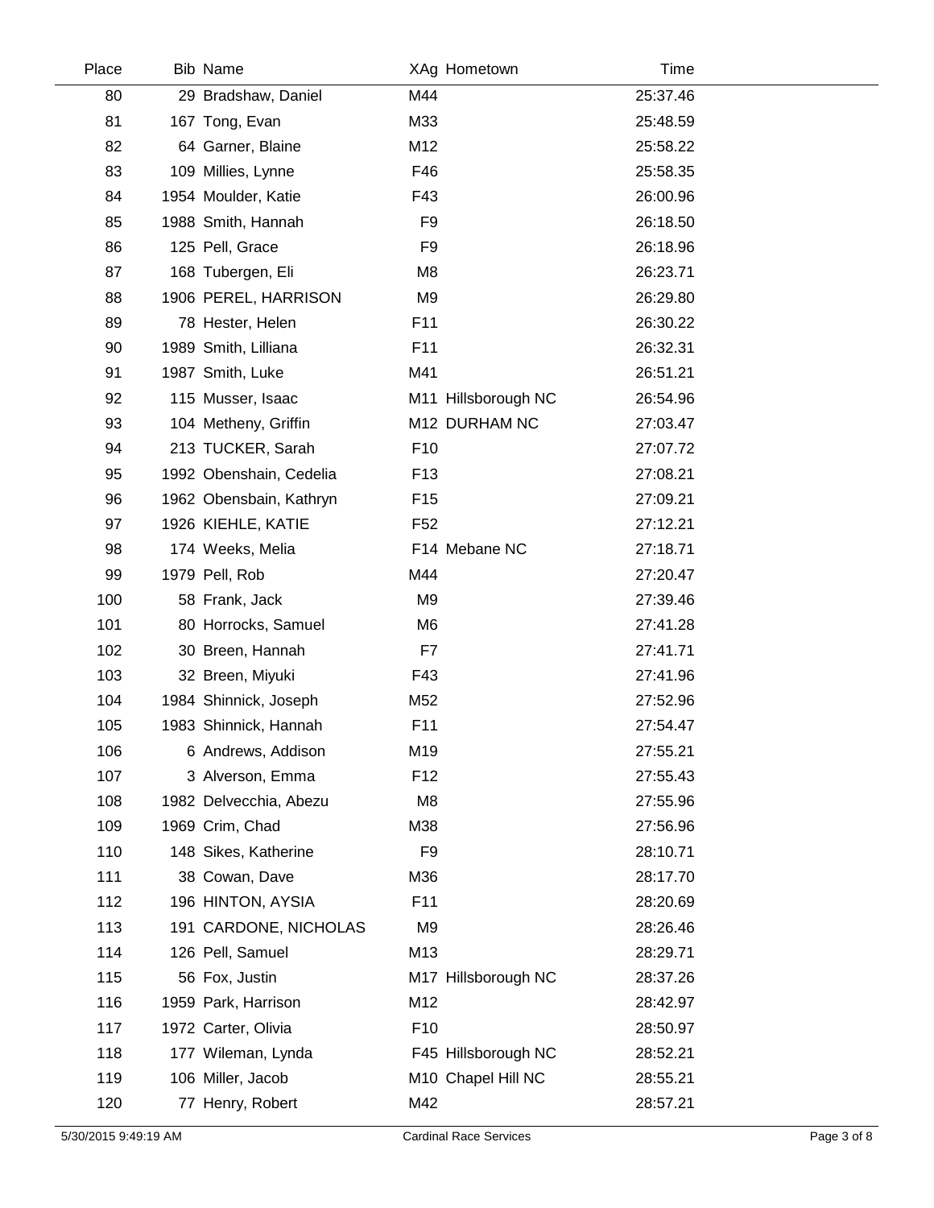| Place | Bib | Name | XAg | Hometown | Time |
|---|---|---|---|---|---|
| 80 | 29 | Bradshaw, Daniel | M44 | | 25:37.46 |
| 81 | 167 | Tong, Evan | M33 | | 25:48.59 |
| 82 | 64 | Garner, Blaine | M12 | | 25:58.22 |
| 83 | 109 | Millies, Lynne | F46 | | 25:58.35 |
| 84 | 1954 | Moulder, Katie | F43 | | 26:00.96 |
| 85 | 1988 | Smith, Hannah | F9 | | 26:18.50 |
| 86 | 125 | Pell, Grace | F9 | | 26:18.96 |
| 87 | 168 | Tubergen, Eli | M8 | | 26:23.71 |
| 88 | 1906 | PEREL, HARRISON | M9 | | 26:29.80 |
| 89 | 78 | Hester, Helen | F11 | | 26:30.22 |
| 90 | 1989 | Smith, Lilliana | F11 | | 26:32.31 |
| 91 | 1987 | Smith, Luke | M41 | | 26:51.21 |
| 92 | 115 | Musser, Isaac | M11 | Hillsborough NC | 26:54.96 |
| 93 | 104 | Metheny, Griffin | M12 | DURHAM NC | 27:03.47 |
| 94 | 213 | TUCKER, Sarah | F10 | | 27:07.72 |
| 95 | 1992 | Obenshain, Cedelia | F13 | | 27:08.21 |
| 96 | 1962 | Obensbain, Kathryn | F15 | | 27:09.21 |
| 97 | 1926 | KIEHLE, KATIE | F52 | | 27:12.21 |
| 98 | 174 | Weeks, Melia | F14 | Mebane NC | 27:18.71 |
| 99 | 1979 | Pell, Rob | M44 | | 27:20.47 |
| 100 | 58 | Frank, Jack | M9 | | 27:39.46 |
| 101 | 80 | Horrocks, Samuel | M6 | | 27:41.28 |
| 102 | 30 | Breen, Hannah | F7 | | 27:41.71 |
| 103 | 32 | Breen, Miyuki | F43 | | 27:41.96 |
| 104 | 1984 | Shinnick, Joseph | M52 | | 27:52.96 |
| 105 | 1983 | Shinnick, Hannah | F11 | | 27:54.47 |
| 106 | 6 | Andrews, Addison | M19 | | 27:55.21 |
| 107 | 3 | Alverson, Emma | F12 | | 27:55.43 |
| 108 | 1982 | Delvecchia, Abezu | M8 | | 27:55.96 |
| 109 | 1969 | Crim, Chad | M38 | | 27:56.96 |
| 110 | 148 | Sikes, Katherine | F9 | | 28:10.71 |
| 111 | 38 | Cowan, Dave | M36 | | 28:17.70 |
| 112 | 196 | HINTON, AYSIA | F11 | | 28:20.69 |
| 113 | 191 | CARDONE, NICHOLAS | M9 | | 28:26.46 |
| 114 | 126 | Pell, Samuel | M13 | | 28:29.71 |
| 115 | 56 | Fox, Justin | M17 | Hillsborough NC | 28:37.26 |
| 116 | 1959 | Park, Harrison | M12 | | 28:42.97 |
| 117 | 1972 | Carter, Olivia | F10 | | 28:50.97 |
| 118 | 177 | Wileman, Lynda | F45 | Hillsborough NC | 28:52.21 |
| 119 | 106 | Miller, Jacob | M10 | Chapel Hill NC | 28:55.21 |
| 120 | 77 | Henry, Robert | M42 | | 28:57.21 |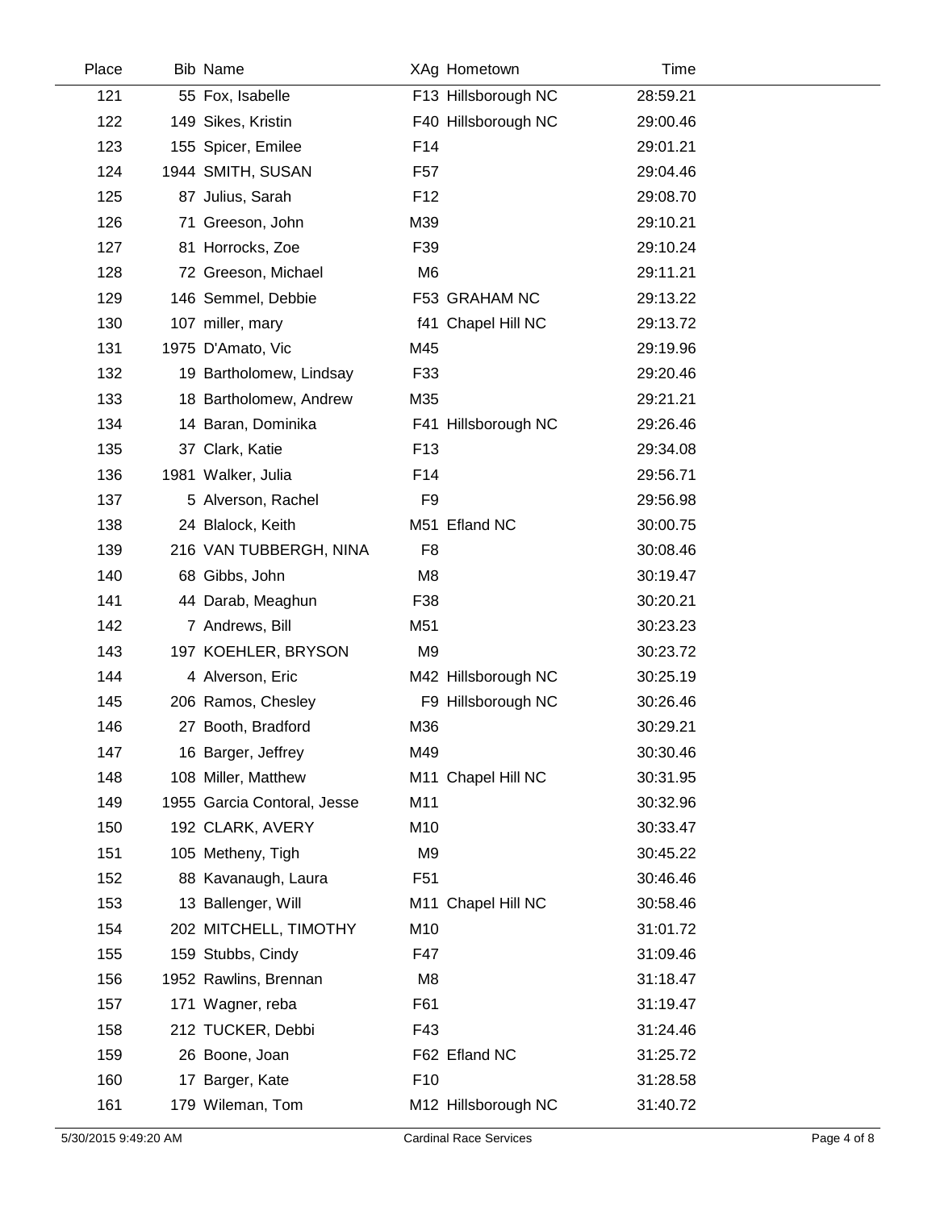| Place | Bib | Name | XAg | Hometown | Time |
|---|---|---|---|---|---|
| 121 | 55 | Fox, Isabelle | F13 | Hillsborough NC | 28:59.21 |
| 122 | 149 | Sikes, Kristin | F40 | Hillsborough NC | 29:00.46 |
| 123 | 155 | Spicer, Emilee | F14 | | 29:01.21 |
| 124 | 1944 | SMITH, SUSAN | F57 | | 29:04.46 |
| 125 | 87 | Julius, Sarah | F12 | | 29:08.70 |
| 126 | 71 | Greeson, John | M39 | | 29:10.21 |
| 127 | 81 | Horrocks, Zoe | F39 | | 29:10.24 |
| 128 | 72 | Greeson, Michael | M6 | | 29:11.21 |
| 129 | 146 | Semmel, Debbie | F53 | GRAHAM NC | 29:13.22 |
| 130 | 107 | miller, mary | f41 | Chapel Hill NC | 29:13.72 |
| 131 | 1975 | D'Amato, Vic | M45 | | 29:19.96 |
| 132 | 19 | Bartholomew, Lindsay | F33 | | 29:20.46 |
| 133 | 18 | Bartholomew, Andrew | M35 | | 29:21.21 |
| 134 | 14 | Baran, Dominika | F41 | Hillsborough NC | 29:26.46 |
| 135 | 37 | Clark, Katie | F13 | | 29:34.08 |
| 136 | 1981 | Walker, Julia | F14 | | 29:56.71 |
| 137 | 5 | Alverson, Rachel | F9 | | 29:56.98 |
| 138 | 24 | Blalock, Keith | M51 | Efland NC | 30:00.75 |
| 139 | 216 | VAN TUBBERGH, NINA | F8 | | 30:08.46 |
| 140 | 68 | Gibbs, John | M8 | | 30:19.47 |
| 141 | 44 | Darab, Meaghun | F38 | | 30:20.21 |
| 142 | 7 | Andrews, Bill | M51 | | 30:23.23 |
| 143 | 197 | KOEHLER, BRYSON | M9 | | 30:23.72 |
| 144 | 4 | Alverson, Eric | M42 | Hillsborough NC | 30:25.19 |
| 145 | 206 | Ramos, Chesley | F9 | Hillsborough NC | 30:26.46 |
| 146 | 27 | Booth, Bradford | M36 | | 30:29.21 |
| 147 | 16 | Barger, Jeffrey | M49 | | 30:30.46 |
| 148 | 108 | Miller, Matthew | M11 | Chapel Hill NC | 30:31.95 |
| 149 | 1955 | Garcia Contoral, Jesse | M11 | | 30:32.96 |
| 150 | 192 | CLARK, AVERY | M10 | | 30:33.47 |
| 151 | 105 | Metheny, Tigh | M9 | | 30:45.22 |
| 152 | 88 | Kavanaugh, Laura | F51 | | 30:46.46 |
| 153 | 13 | Ballenger, Will | M11 | Chapel Hill NC | 30:58.46 |
| 154 | 202 | MITCHELL, TIMOTHY | M10 | | 31:01.72 |
| 155 | 159 | Stubbs, Cindy | F47 | | 31:09.46 |
| 156 | 1952 | Rawlins, Brennan | M8 | | 31:18.47 |
| 157 | 171 | Wagner, reba | F61 | | 31:19.47 |
| 158 | 212 | TUCKER, Debbi | F43 | | 31:24.46 |
| 159 | 26 | Boone, Joan | F62 | Efland NC | 31:25.72 |
| 160 | 17 | Barger, Kate | F10 | | 31:28.58 |
| 161 | 179 | Wileman, Tom | M12 | Hillsborough NC | 31:40.72 |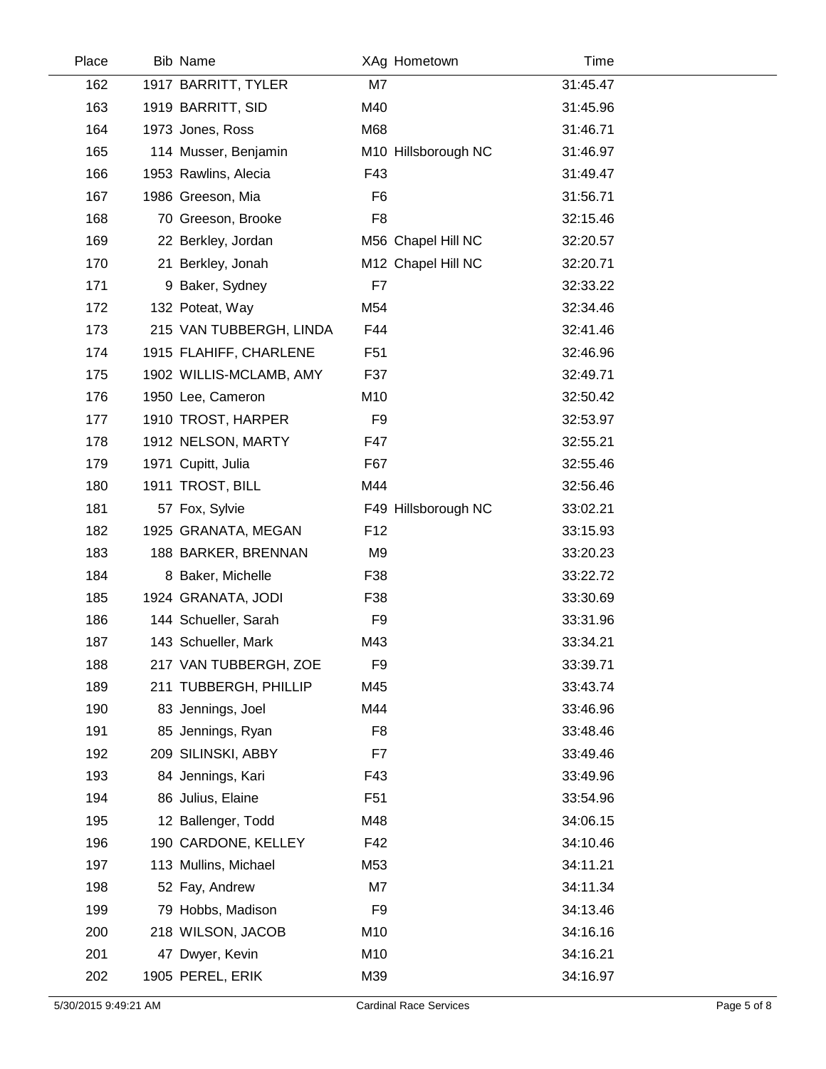| Place | Bib | Name | XAg | Hometown | Time |
|---|---|---|---|---|---|
| 162 | 1917 | BARRITT, TYLER | M7 | | 31:45.47 |
| 163 | 1919 | BARRITT, SID | M40 | | 31:45.96 |
| 164 | 1973 | Jones, Ross | M68 | | 31:46.71 |
| 165 | 114 | Musser, Benjamin | M10 | Hillsborough NC | 31:46.97 |
| 166 | 1953 | Rawlins, Alecia | F43 | | 31:49.47 |
| 167 | 1986 | Greeson, Mia | F6 | | 31:56.71 |
| 168 | 70 | Greeson, Brooke | F8 | | 32:15.46 |
| 169 | 22 | Berkley, Jordan | M56 | Chapel Hill NC | 32:20.57 |
| 170 | 21 | Berkley, Jonah | M12 | Chapel Hill NC | 32:20.71 |
| 171 | 9 | Baker, Sydney | F7 | | 32:33.22 |
| 172 | 132 | Poteat, Way | M54 | | 32:34.46 |
| 173 | 215 | VAN TUBBERGH, LINDA | F44 | | 32:41.46 |
| 174 | 1915 | FLAHIFF, CHARLENE | F51 | | 32:46.96 |
| 175 | 1902 | WILLIS-MCLAMB, AMY | F37 | | 32:49.71 |
| 176 | 1950 | Lee, Cameron | M10 | | 32:50.42 |
| 177 | 1910 | TROST, HARPER | F9 | | 32:53.97 |
| 178 | 1912 | NELSON, MARTY | F47 | | 32:55.21 |
| 179 | 1971 | Cupitt, Julia | F67 | | 32:55.46 |
| 180 | 1911 | TROST, BILL | M44 | | 32:56.46 |
| 181 | 57 | Fox, Sylvie | F49 | Hillsborough NC | 33:02.21 |
| 182 | 1925 | GRANATA, MEGAN | F12 | | 33:15.93 |
| 183 | 188 | BARKER, BRENNAN | M9 | | 33:20.23 |
| 184 | 8 | Baker, Michelle | F38 | | 33:22.72 |
| 185 | 1924 | GRANATA, JODI | F38 | | 33:30.69 |
| 186 | 144 | Schueller, Sarah | F9 | | 33:31.96 |
| 187 | 143 | Schueller, Mark | M43 | | 33:34.21 |
| 188 | 217 | VAN TUBBERGH, ZOE | F9 | | 33:39.71 |
| 189 | 211 | TUBBERGH, PHILLIP | M45 | | 33:43.74 |
| 190 | 83 | Jennings, Joel | M44 | | 33:46.96 |
| 191 | 85 | Jennings, Ryan | F8 | | 33:48.46 |
| 192 | 209 | SILINSKI, ABBY | F7 | | 33:49.46 |
| 193 | 84 | Jennings, Kari | F43 | | 33:49.96 |
| 194 | 86 | Julius, Elaine | F51 | | 33:54.96 |
| 195 | 12 | Ballenger, Todd | M48 | | 34:06.15 |
| 196 | 190 | CARDONE, KELLEY | F42 | | 34:10.46 |
| 197 | 113 | Mullins, Michael | M53 | | 34:11.21 |
| 198 | 52 | Fay, Andrew | M7 | | 34:11.34 |
| 199 | 79 | Hobbs, Madison | F9 | | 34:13.46 |
| 200 | 218 | WILSON, JACOB | M10 | | 34:16.16 |
| 201 | 47 | Dwyer, Kevin | M10 | | 34:16.21 |
| 202 | 1905 | PEREL, ERIK | M39 | | 34:16.97 |

5/30/2015 9:49:21 AM  Cardinal Race Services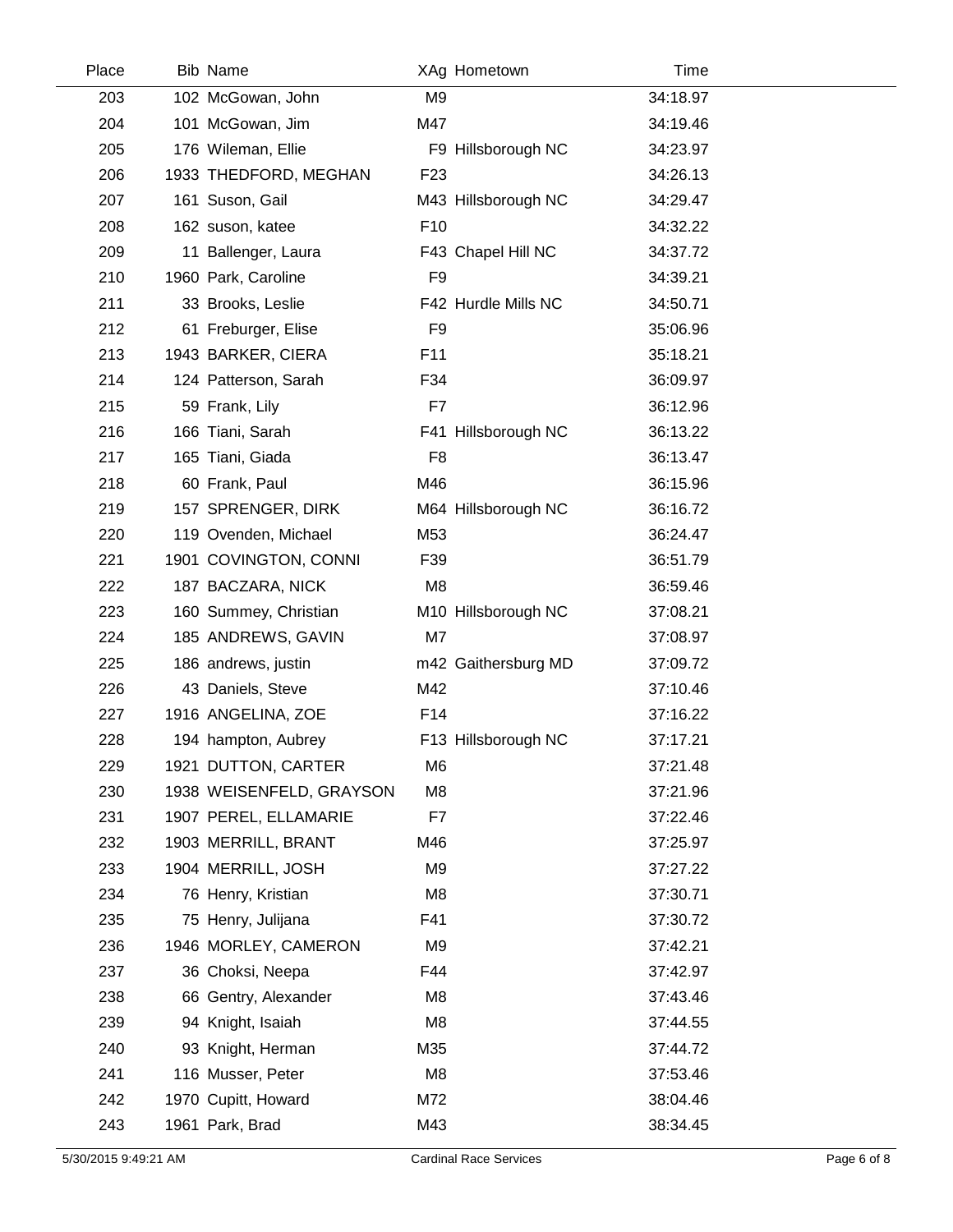| Place | Bib | Name | XAg | Hometown | Time |
| --- | --- | --- | --- | --- | --- |
| 203 | 102 | McGowan, John | M9 | | 34:18.97 |
| 204 | 101 | McGowan, Jim | M47 | | 34:19.46 |
| 205 | 176 | Wileman, Ellie | F9 | Hillsborough NC | 34:23.97 |
| 206 | 1933 | THEDFORD, MEGHAN | F23 | | 34:26.13 |
| 207 | 161 | Suson, Gail | M43 | Hillsborough NC | 34:29.47 |
| 208 | 162 | suson, katee | F10 | | 34:32.22 |
| 209 | 11 | Ballenger, Laura | F43 | Chapel Hill NC | 34:37.72 |
| 210 | 1960 | Park, Caroline | F9 | | 34:39.21 |
| 211 | 33 | Brooks, Leslie | F42 | Hurdle Mills NC | 34:50.71 |
| 212 | 61 | Freburger, Elise | F9 | | 35:06.96 |
| 213 | 1943 | BARKER, CIERA | F11 | | 35:18.21 |
| 214 | 124 | Patterson, Sarah | F34 | | 36:09.97 |
| 215 | 59 | Frank, Lily | F7 | | 36:12.96 |
| 216 | 166 | Tiani, Sarah | F41 | Hillsborough NC | 36:13.22 |
| 217 | 165 | Tiani, Giada | F8 | | 36:13.47 |
| 218 | 60 | Frank, Paul | M46 | | 36:15.96 |
| 219 | 157 | SPRENGER, DIRK | M64 | Hillsborough NC | 36:16.72 |
| 220 | 119 | Ovenden, Michael | M53 | | 36:24.47 |
| 221 | 1901 | COVINGTON, CONNI | F39 | | 36:51.79 |
| 222 | 187 | BACZARA, NICK | M8 | | 36:59.46 |
| 223 | 160 | Summey, Christian | M10 | Hillsborough NC | 37:08.21 |
| 224 | 185 | ANDREWS, GAVIN | M7 | | 37:08.97 |
| 225 | 186 | andrews, justin | m42 | Gaithersburg MD | 37:09.72 |
| 226 | 43 | Daniels, Steve | M42 | | 37:10.46 |
| 227 | 1916 | ANGELINA, ZOE | F14 | | 37:16.22 |
| 228 | 194 | hampton, Aubrey | F13 | Hillsborough NC | 37:17.21 |
| 229 | 1921 | DUTTON, CARTER | M6 | | 37:21.48 |
| 230 | 1938 | WEISENFELD, GRAYSON | M8 | | 37:21.96 |
| 231 | 1907 | PEREL, ELLAMARIE | F7 | | 37:22.46 |
| 232 | 1903 | MERRILL, BRANT | M46 | | 37:25.97 |
| 233 | 1904 | MERRILL, JOSH | M9 | | 37:27.22 |
| 234 | 76 | Henry, Kristian | M8 | | 37:30.71 |
| 235 | 75 | Henry, Julijana | F41 | | 37:30.72 |
| 236 | 1946 | MORLEY, CAMERON | M9 | | 37:42.21 |
| 237 | 36 | Choksi, Neepa | F44 | | 37:42.97 |
| 238 | 66 | Gentry, Alexander | M8 | | 37:43.46 |
| 239 | 94 | Knight, Isaiah | M8 | | 37:44.55 |
| 240 | 93 | Knight, Herman | M35 | | 37:44.72 |
| 241 | 116 | Musser, Peter | M8 | | 37:53.46 |
| 242 | 1970 | Cupitt, Howard | M72 | | 38:04.46 |
| 243 | 1961 | Park, Brad | M43 | | 38:34.45 |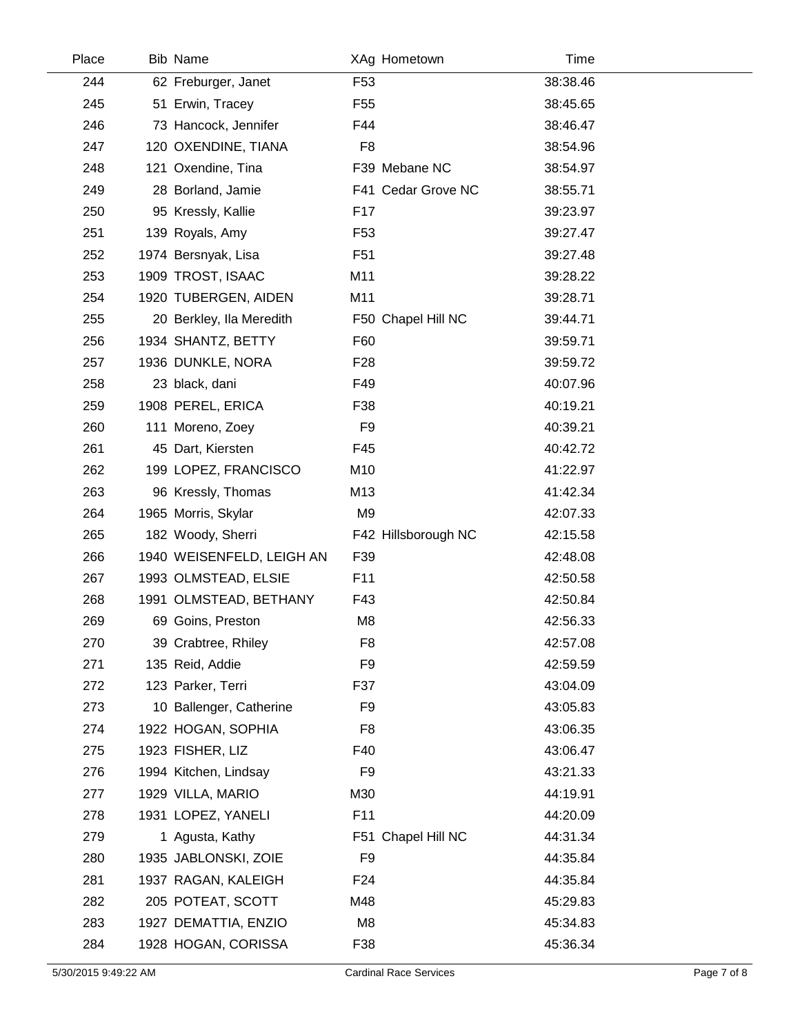| Place | Bib | Name | XAg | Hometown | Time |
|---|---|---|---|---|---|
| 244 | 62 | Freburger, Janet | F53 | | 38:38.46 |
| 245 | 51 | Erwin, Tracey | F55 | | 38:45.65 |
| 246 | 73 | Hancock, Jennifer | F44 | | 38:46.47 |
| 247 | 120 | OXENDINE, TIANA | F8 | | 38:54.96 |
| 248 | 121 | Oxendine, Tina | F39 | Mebane NC | 38:54.97 |
| 249 | 28 | Borland, Jamie | F41 | Cedar Grove NC | 38:55.71 |
| 250 | 95 | Kressly, Kallie | F17 | | 39:23.97 |
| 251 | 139 | Royals, Amy | F53 | | 39:27.47 |
| 252 | 1974 | Bersnyak, Lisa | F51 | | 39:27.48 |
| 253 | 1909 | TROST, ISAAC | M11 | | 39:28.22 |
| 254 | 1920 | TUBERGEN, AIDEN | M11 | | 39:28.71 |
| 255 | 20 | Berkley, Ila Meredith | F50 | Chapel Hill NC | 39:44.71 |
| 256 | 1934 | SHANTZ, BETTY | F60 | | 39:59.71 |
| 257 | 1936 | DUNKLE, NORA | F28 | | 39:59.72 |
| 258 | 23 | black, dani | F49 | | 40:07.96 |
| 259 | 1908 | PEREL, ERICA | F38 | | 40:19.21 |
| 260 | 111 | Moreno, Zoey | F9 | | 40:39.21 |
| 261 | 45 | Dart, Kiersten | F45 | | 40:42.72 |
| 262 | 199 | LOPEZ, FRANCISCO | M10 | | 41:22.97 |
| 263 | 96 | Kressly, Thomas | M13 | | 41:42.34 |
| 264 | 1965 | Morris, Skylar | M9 | | 42:07.33 |
| 265 | 182 | Woody, Sherri | F42 | Hillsborough NC | 42:15.58 |
| 266 | 1940 | WEISENFELD, LEIGH AN | F39 | | 42:48.08 |
| 267 | 1993 | OLMSTEAD, ELSIE | F11 | | 42:50.58 |
| 268 | 1991 | OLMSTEAD, BETHANY | F43 | | 42:50.84 |
| 269 | 69 | Goins, Preston | M8 | | 42:56.33 |
| 270 | 39 | Crabtree, Rhiley | F8 | | 42:57.08 |
| 271 | 135 | Reid, Addie | F9 | | 42:59.59 |
| 272 | 123 | Parker, Terri | F37 | | 43:04.09 |
| 273 | 10 | Ballenger, Catherine | F9 | | 43:05.83 |
| 274 | 1922 | HOGAN, SOPHIA | F8 | | 43:06.35 |
| 275 | 1923 | FISHER, LIZ | F40 | | 43:06.47 |
| 276 | 1994 | Kitchen, Lindsay | F9 | | 43:21.33 |
| 277 | 1929 | VILLA, MARIO | M30 | | 44:19.91 |
| 278 | 1931 | LOPEZ, YANELI | F11 | | 44:20.09 |
| 279 | 1 | Agusta, Kathy | F51 | Chapel Hill NC | 44:31.34 |
| 280 | 1935 | JABLONSKI, ZOIE | F9 | | 44:35.84 |
| 281 | 1937 | RAGAN, KALEIGH | F24 | | 44:35.84 |
| 282 | 205 | POTEAT, SCOTT | M48 | | 45:29.83 |
| 283 | 1927 | DEMATTIA, ENZIO | M8 | | 45:34.83 |
| 284 | 1928 | HOGAN, CORISSA | F38 | | 45:36.34 |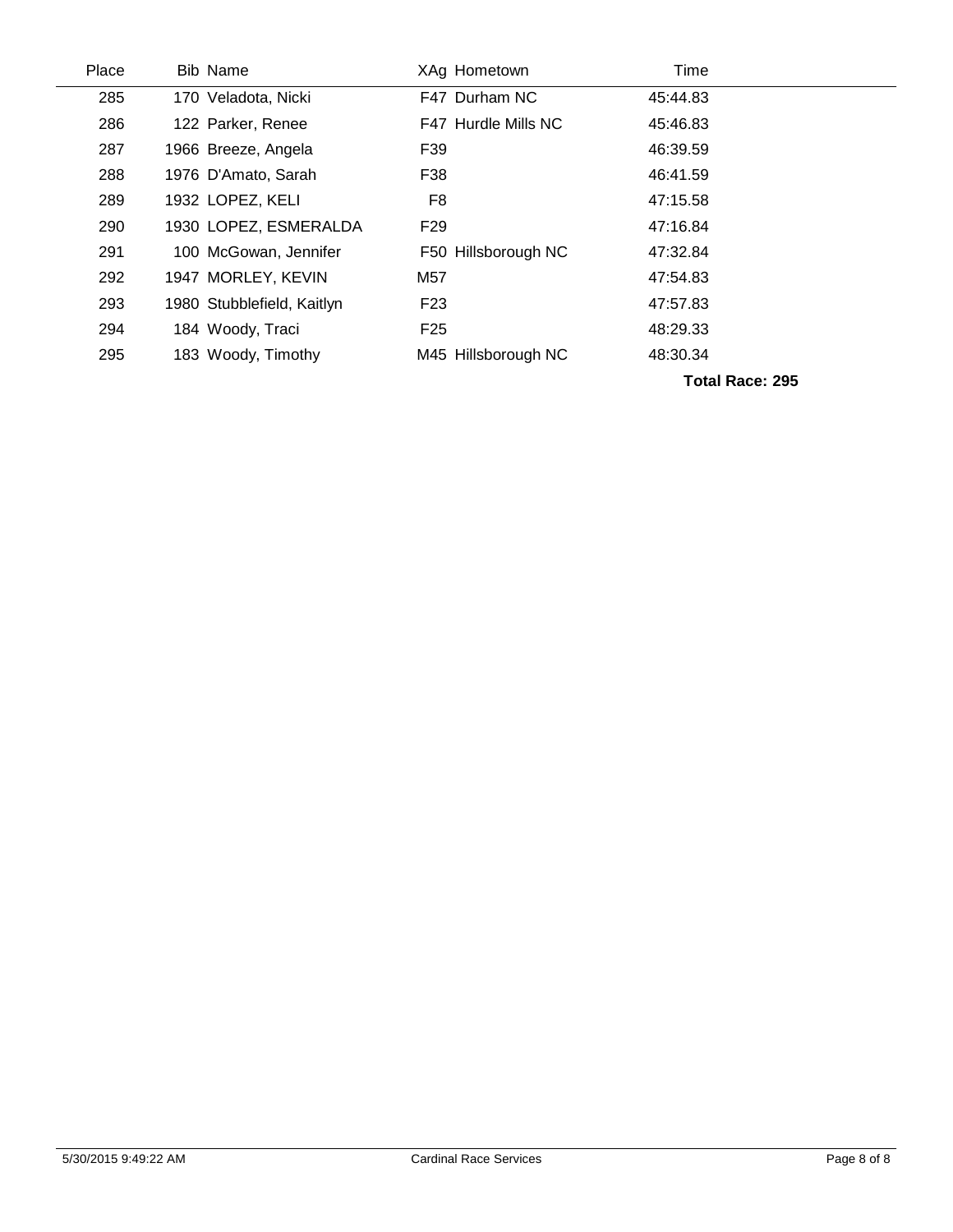| Place | Bib | Name | XAg | Hometown | Time |
|---|---|---|---|---|---|
| 285 | 170 | Veladota, Nicki | F47 | Durham NC | 45:44.83 |
| 286 | 122 | Parker, Renee | F47 | Hurdle Mills NC | 45:46.83 |
| 287 | 1966 | Breeze, Angela | F39 | | 46:39.59 |
| 288 | 1976 | D'Amato, Sarah | F38 | | 46:41.59 |
| 289 | 1932 | LOPEZ, KELI | F8 | | 47:15.58 |
| 290 | 1930 | LOPEZ, ESMERALDA | F29 | | 47:16.84 |
| 291 | 100 | McGowan, Jennifer | F50 | Hillsborough NC | 47:32.84 |
| 292 | 1947 | MORLEY, KEVIN | M57 | | 47:54.83 |
| 293 | 1980 | Stubblefield, Kaitlyn | F23 | | 47:57.83 |
| 294 | 184 | Woody, Traci | F25 | | 48:29.33 |
| 295 | 183 | Woody, Timothy | M45 | Hillsborough NC | 48:30.34 |

**Total Race: 295**